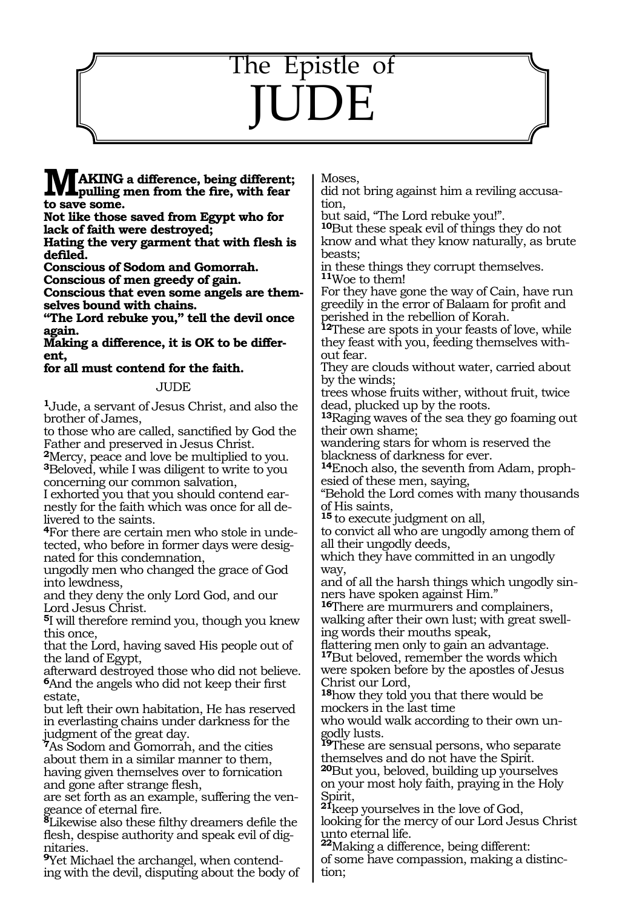# The Epistle of JUDE

**MAKING a difference, being different; pulling men from the fire, with fear to save some.**
**Not like those saved from Egypt who for lack of faith were destroyed;**
**Hating the very garment that with flesh is defiled.**
**Conscious of Sodom and Gomorrah.**
**Conscious of men greedy of gain.**
**Conscious that even some angels are themselves bound with chains.**
**"The Lord rebuke you," tell the devil once again.**
**Making a difference, it is OK to be different,**
**for all must contend for the faith.**

JUDE

**1**Jude, a servant of Jesus Christ, and also the brother of James,
to those who are called, sanctified by God the Father and preserved in Jesus Christ.
**2**Mercy, peace and love be multiplied to you.
**3**Beloved, while I was diligent to write to you concerning our common salvation,
I exhorted you that you should contend earnestly for the faith which was once for all delivered to the saints.
**4**For there are certain men who stole in undetected, who before in former days were designated for this condemnation,
ungodly men who changed the grace of God into lewdness,
and they deny the only Lord God, and our Lord Jesus Christ.
**5**I will therefore remind you, though you knew this once,
that the Lord, having saved His people out of the land of Egypt,
afterward destroyed those who did not believe.
**6**And the angels who did not keep their first estate,
but left their own habitation, He has reserved in everlasting chains under darkness for the judgment of the great day.
**7**As Sodom and Gomorrah, and the cities about them in a similar manner to them,
having given themselves over to fornication and gone after strange flesh,
are set forth as an example, suffering the vengeance of eternal fire.
**8**Likewise also these filthy dreamers defile the flesh, despise authority and speak evil of dignitaries.
**9**Yet Michael the archangel, when contending with the devil, disputing about the body of Moses,
did not bring against him a reviling accusation,
but said, "The Lord rebuke you!".
**10**But these speak evil of things they do not know and what they know naturally, as brute beasts;
in these things they corrupt themselves.
**11**Woe to them!
For they have gone the way of Cain, have run greedily in the error of Balaam for profit and perished in the rebellion of Korah.
**12**These are spots in your feasts of love, while they feast with you, feeding themselves without fear.
They are clouds without water, carried about by the winds;
trees whose fruits wither, without fruit, twice dead, plucked up by the roots.
**13**Raging waves of the sea they go foaming out their own shame;
wandering stars for whom is reserved the blackness of darkness for ever.
**14**Enoch also, the seventh from Adam, prophesied of these men, saying,
"Behold the Lord comes with many thousands of His saints,
**15** to execute judgment on all,
to convict all who are ungodly among them of all their ungodly deeds,
which they have committed in an ungodly way,
and of all the harsh things which ungodly sinners have spoken against Him."
**16**There are murmurers and complainers, walking after their own lust; with great swelling words their mouths speak,
flattering men only to gain an advantage.
**17**But beloved, remember the words which were spoken before by the apostles of Jesus Christ our Lord,
**18**how they told you that there would be mockers in the last time
who would walk according to their own ungodly lusts.
**19**These are sensual persons, who separate themselves and do not have the Spirit.
**20**But you, beloved, building up yourselves on your most holy faith, praying in the Holy Spirit,
**21**keep yourselves in the love of God,
looking for the mercy of our Lord Jesus Christ unto eternal life.
**22**Making a difference, being different:
of some have compassion, making a distinction;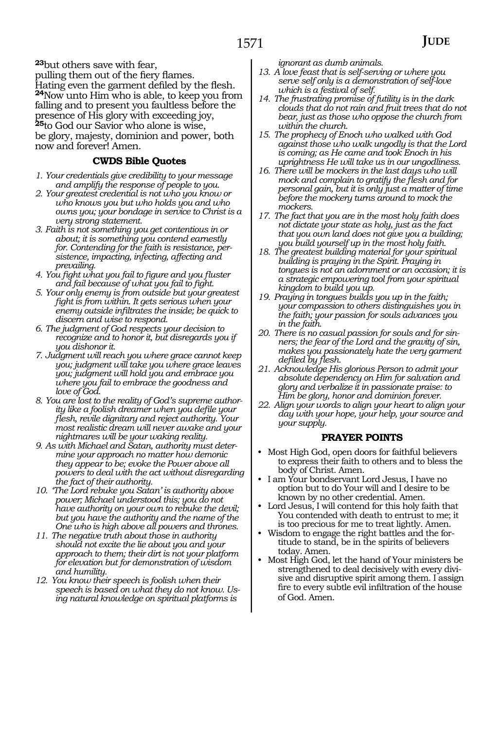**23**but others save with fear,
pulling them out of the fiery flames.
Hating even the garment defiled by the flesh.
**24**Now unto Him who is able, to keep you from falling and to present you faultless before the presence of His glory with exceeding joy,
**25**to God our Savior who alone is wise,
be glory, majesty, dominion and power, both now and forever! Amen.

## CWDS Bible Quotes

1. *Your credentials give credibility to your message and amplify the response of people to you.*
2. *Your greatest credential is not who you know or who knows you but who holds you and who owns you; your bondage in service to Christ is a very strong statement.*
3. *Faith is not something you get contentious in or about; it is something you contend earnestly for. Contending for the faith is resistance, persistence, impacting, infecting, affecting and prevailing.*
4. *You fight what you fail to figure and you fluster and fail because of what you fail to fight.*
5. *Your only enemy is from outside but your greatest fight is from within. It gets serious when your enemy outside infiltrates the inside; be quick to discern and wise to respond.*
6. *The judgment of God respects your decision to recognize and to honor it, but disregards you if you dishonor it.*
7. *Judgment will reach you where grace cannot keep you; judgment will take you where grace leaves you; judgment will hold you and embrace you where you fail to embrace the goodness and love of God.*
8. *You are lost to the reality of God's supreme authority like a foolish dreamer when you defile your flesh, revile dignitary and reject authority. Your most realistic dream will never awake and your nightmares will be your waking reality.*
9. *As with Michael and Satan, authority must determine your approach no matter how demonic they appear to be; evoke the Power above all powers to deal with the act without disregarding the fact of their authority.*
10. *'The Lord rebuke you Satan' is authority above power; Michael understood this; you do not have authority on your own to rebuke the devil; but you have the authority and the name of the One who is high above all powers and thrones.*
11. *The negative truth about those in authority should not excite the lie about you and your approach to them; their dirt is not your platform for elevation but for demonstration of wisdom and humility.*
12. *You know their speech is foolish when their speech is based on what they do not know. Using natural knowledge on spiritual platforms is ignorant as dumb animals.*
13. *A love feast that is self-serving or where you serve self only is a demonstration of self-love which is a festival of self.*
14. *The frustrating promise of futility is in the dark clouds that do not rain and fruit trees that do not bear, just as those who oppose the church from within the church.*
15. *The prophecy of Enoch who walked with God against those who walk ungodly is that the Lord is coming; as He came and took Enoch in his uprightness He will take us in our ungodliness.*
16. *There will be mockers in the last days who will mock and complain to gratify the flesh and for personal gain, but it is only just a matter of time before the mockery turns around to mock the mockers.*
17. *The fact that you are in the most holy faith does not dictate your state as holy, just as the fact that you own land does not give you a building; you build yourself up in the most holy faith.*
18. *The greatest building material for your spiritual building is praying in the Spirit. Praying in tongues is not an adornment or an occasion; it is a strategic empowering tool from your spiritual kingdom to build you up.*
19. *Praying in tongues builds you up in the faith; your compassion to others distinguishes you in the faith; your passion for souls advances you in the faith.*
20. *There is no casual passion for souls and for sinners; the fear of the Lord and the gravity of sin, makes you passionately hate the very garment defiled by flesh.*
21. *Acknowledge His glorious Person to admit your absolute dependency on Him for salvation and glory and verbalize it in passionate praise: to Him be glory, honor and dominion forever.*
22. *Align your words to align your heart to align your day with your hope, your help, your source and your supply.*

## PRAYER POINTS

- Most High God, open doors for faithful believers to express their faith to others and to bless the body of Christ. Amen.
- I am Your bondservant Lord Jesus, I have no option but to do Your will and I desire to be known by no other credential. Amen.
- Lord Jesus, I will contend for this holy faith that You contended with death to entrust to me; it is too precious for me to treat lightly. Amen.
- Wisdom to engage the right battles and the fortitude to stand, be in the spirits of believers today. Amen.
- Most High God, let the hand of Your ministers be strengthened to deal decisively with every divisive and disruptive spirit among them. I assign fire to every subtle evil infiltration of the house of God. Amen.